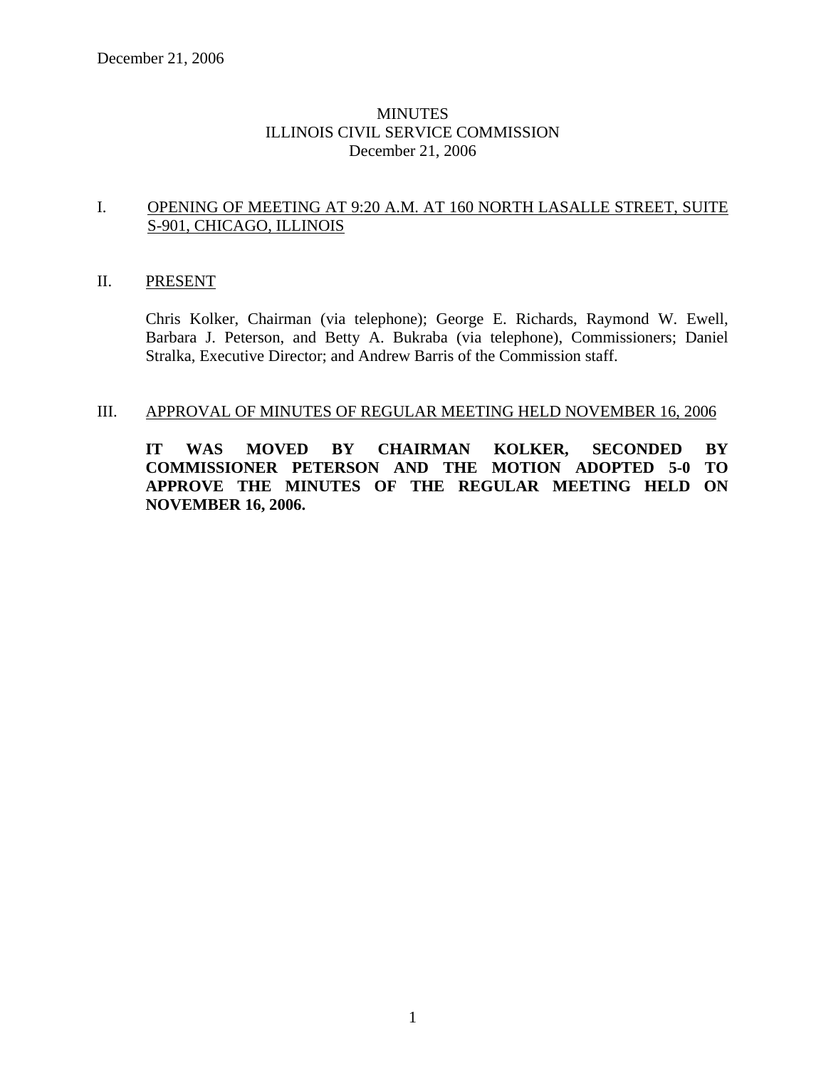# MINUTES
# ILLINOIS CIVIL SERVICE COMMISSION
# December 21, 2006

## I. OPENING OF MEETING AT 9:20 A.M. AT 160 NORTH LASALLE STREET, SUITE S-901, CHICAGO, ILLINOIS

## II. PRESENT

Chris Kolker, Chairman (via telephone); George E. Richards, Raymond W. Ewell, Barbara J. Peterson, and Betty A. Bukraba (via telephone), Commissioners; Daniel Stralka, Executive Director; and Andrew Barris of the Commission staff.

## III. APPROVAL OF MINUTES OF REGULAR MEETING HELD NOVEMBER 16, 2006

**IT WAS MOVED BY CHAIRMAN KOLKER, SECONDED BY COMMISSIONER PETERSON AND THE MOTION ADOPTED 5-0 TO APPROVE THE MINUTES OF THE REGULAR MEETING HELD ON NOVEMBER 16, 2006.**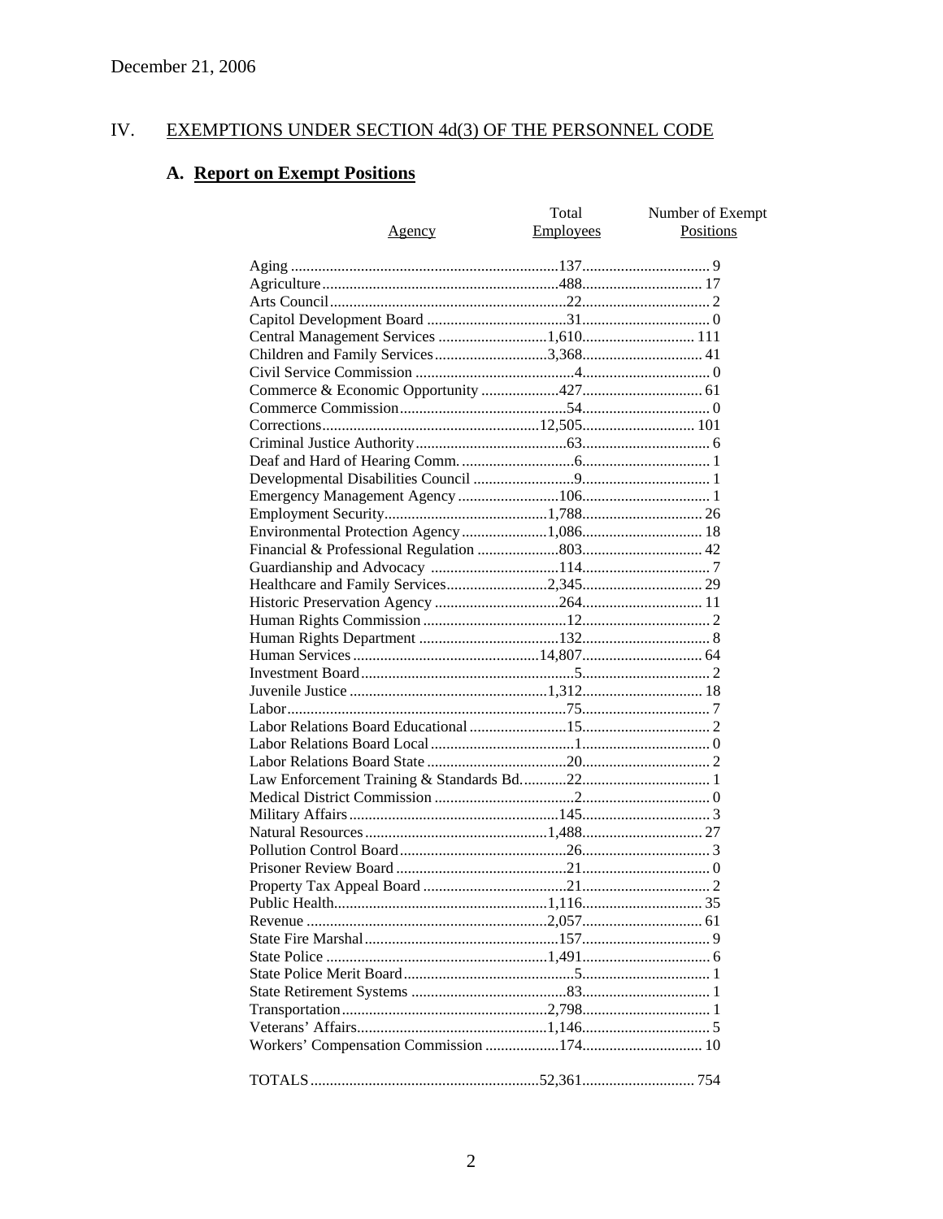December 21, 2006

# IV. EXEMPTIONS UNDER SECTION 4d(3) OF THE PERSONNEL CODE

## A. Report on Exempt Positions

| Agency | Total Employees | Number of Exempt Positions |
|---|---|---|
| Aging | 137 | 9 |
| Agriculture | 488 | 17 |
| Arts Council | 22 | 2 |
| Capitol Development Board | 31 | 0 |
| Central Management Services | 1,610 | 111 |
| Children and Family Services | 3,368 | 41 |
| Civil Service Commission | 4 | 0 |
| Commerce & Economic Opportunity | 427 | 61 |
| Commerce Commission | 54 | 0 |
| Corrections | 12,505 | 101 |
| Criminal Justice Authority | 63 | 6 |
| Deaf and Hard of Hearing Comm. | 6 | 1 |
| Developmental Disabilities Council | 9 | 1 |
| Emergency Management Agency | 106 | 1 |
| Employment Security | 1,788 | 26 |
| Environmental Protection Agency | 1,086 | 18 |
| Financial & Professional Regulation | 803 | 42 |
| Guardianship and Advocacy | 114 | 7 |
| Healthcare and Family Services | 2,345 | 29 |
| Historic Preservation Agency | 264 | 11 |
| Human Rights Commission | 12 | 2 |
| Human Rights Department | 132 | 8 |
| Human Services | 14,807 | 64 |
| Investment Board | 5 | 2 |
| Juvenile Justice | 1,312 | 18 |
| Labor | 75 | 7 |
| Labor Relations Board Educational | 15 | 2 |
| Labor Relations Board Local | 1 | 0 |
| Labor Relations Board State | 20 | 2 |
| Law Enforcement Training & Standards Bd. | 22 | 1 |
| Medical District Commission | 2 | 0 |
| Military Affairs | 145 | 3 |
| Natural Resources | 1,488 | 27 |
| Pollution Control Board | 26 | 3 |
| Prisoner Review Board | 21 | 0 |
| Property Tax Appeal Board | 21 | 2 |
| Public Health | 1,116 | 35 |
| Revenue | 2,057 | 61 |
| State Fire Marshal | 157 | 9 |
| State Police | 1,491 | 6 |
| State Police Merit Board | 5 | 1 |
| State Retirement Systems | 83 | 1 |
| Transportation | 2,798 | 1 |
| Veterans' Affairs | 1,146 | 5 |
| Workers' Compensation Commission | 174 | 10 |
| TOTALS | 52,361 | 754 |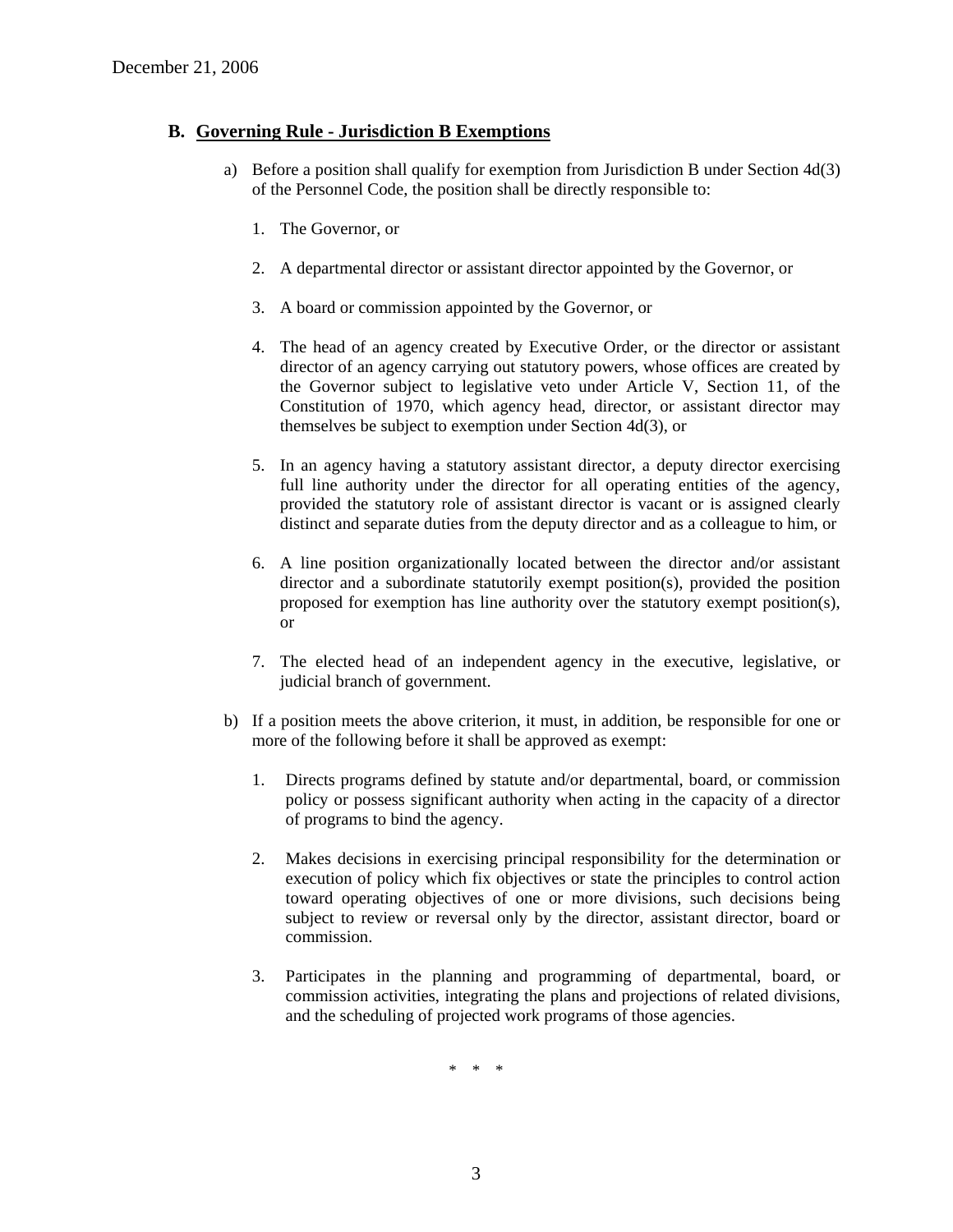## B. Governing Rule - Jurisdiction B Exemptions

a) Before a position shall qualify for exemption from Jurisdiction B under Section 4d(3) of the Personnel Code, the position shall be directly responsible to:

1. The Governor, or

2. A departmental director or assistant director appointed by the Governor, or

3. A board or commission appointed by the Governor, or

4. The head of an agency created by Executive Order, or the director or assistant director of an agency carrying out statutory powers, whose offices are created by the Governor subject to legislative veto under Article V, Section 11, of the Constitution of 1970, which agency head, director, or assistant director may themselves be subject to exemption under Section 4d(3), or

5. In an agency having a statutory assistant director, a deputy director exercising full line authority under the director for all operating entities of the agency, provided the statutory role of assistant director is vacant or is assigned clearly distinct and separate duties from the deputy director and as a colleague to him, or

6. A line position organizationally located between the director and/or assistant director and a subordinate statutorily exempt position(s), provided the position proposed for exemption has line authority over the statutory exempt position(s), or

7. The elected head of an independent agency in the executive, legislative, or judicial branch of government.

b) If a position meets the above criterion, it must, in addition, be responsible for one or more of the following before it shall be approved as exempt:

1. Directs programs defined by statute and/or departmental, board, or commission policy or possess significant authority when acting in the capacity of a director of programs to bind the agency.

2. Makes decisions in exercising principal responsibility for the determination or execution of policy which fix objectives or state the principles to control action toward operating objectives of one or more divisions, such decisions being subject to review or reversal only by the director, assistant director, board or commission.

3. Participates in the planning and programming of departmental, board, or commission activities, integrating the plans and projections of related divisions, and the scheduling of projected work programs of those agencies.

\* \* \*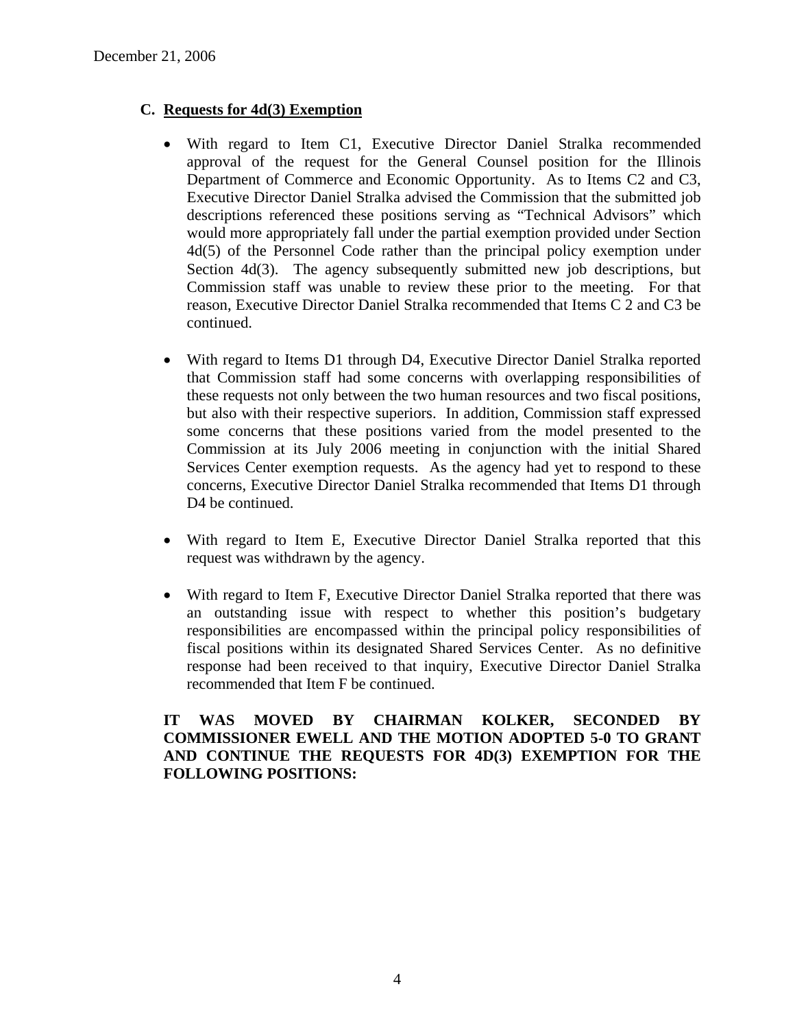December 21, 2006

### C. Requests for 4d(3) Exemption

- With regard to Item C1, Executive Director Daniel Stralka recommended approval of the request for the General Counsel position for the Illinois Department of Commerce and Economic Opportunity. As to Items C2 and C3, Executive Director Daniel Stralka advised the Commission that the submitted job descriptions referenced these positions serving as "Technical Advisors" which would more appropriately fall under the partial exemption provided under Section 4d(5) of the Personnel Code rather than the principal policy exemption under Section 4d(3). The agency subsequently submitted new job descriptions, but Commission staff was unable to review these prior to the meeting. For that reason, Executive Director Daniel Stralka recommended that Items C 2 and C3 be continued.

- With regard to Items D1 through D4, Executive Director Daniel Stralka reported that Commission staff had some concerns with overlapping responsibilities of these requests not only between the two human resources and two fiscal positions, but also with their respective superiors. In addition, Commission staff expressed some concerns that these positions varied from the model presented to the Commission at its July 2006 meeting in conjunction with the initial Shared Services Center exemption requests. As the agency had yet to respond to these concerns, Executive Director Daniel Stralka recommended that Items D1 through D4 be continued.

- With regard to Item E, Executive Director Daniel Stralka reported that this request was withdrawn by the agency.

- With regard to Item F, Executive Director Daniel Stralka reported that there was an outstanding issue with respect to whether this position's budgetary responsibilities are encompassed within the principal policy responsibilities of fiscal positions within its designated Shared Services Center. As no definitive response had been received to that inquiry, Executive Director Daniel Stralka recommended that Item F be continued.

**IT WAS MOVED BY CHAIRMAN KOLKER, SECONDED BY COMMISSIONER EWELL AND THE MOTION ADOPTED 5-0 TO GRANT AND CONTINUE THE REQUESTS FOR 4D(3) EXEMPTION FOR THE FOLLOWING POSITIONS:**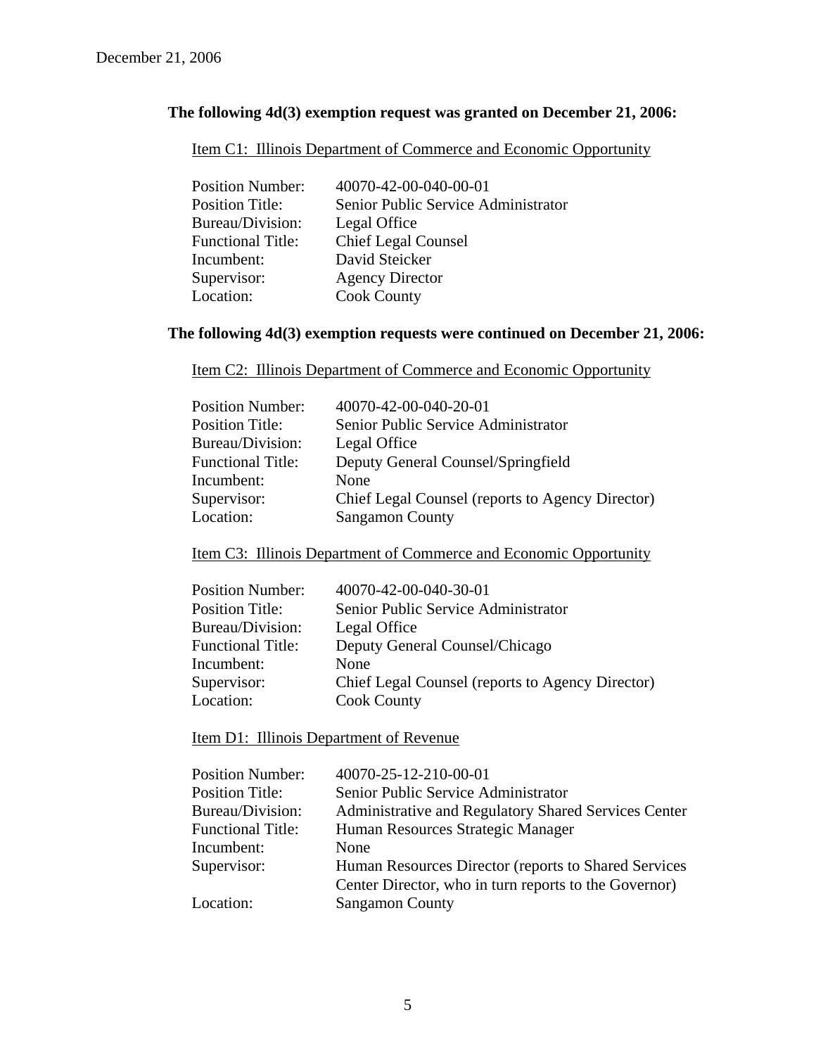December 21, 2006

**The following 4d(3) exemption request was granted on December 21, 2006:**

Item C1: Illinois Department of Commerce and Economic Opportunity

| | |
|---|---|
| Position Number: | 40070-42-00-040-00-01 |
| Position Title: | Senior Public Service Administrator |
| Bureau/Division: | Legal Office |
| Functional Title: | Chief Legal Counsel |
| Incumbent: | David Steicker |
| Supervisor: | Agency Director |
| Location: | Cook County |

**The following 4d(3) exemption requests were continued on December 21, 2006:**

Item C2: Illinois Department of Commerce and Economic Opportunity

| | |
|---|---|
| Position Number: | 40070-42-00-040-20-01 |
| Position Title: | Senior Public Service Administrator |
| Bureau/Division: | Legal Office |
| Functional Title: | Deputy General Counsel/Springfield |
| Incumbent: | None |
| Supervisor: | Chief Legal Counsel (reports to Agency Director) |
| Location: | Sangamon County |

Item C3: Illinois Department of Commerce and Economic Opportunity

| | |
|---|---|
| Position Number: | 40070-42-00-040-30-01 |
| Position Title: | Senior Public Service Administrator |
| Bureau/Division: | Legal Office |
| Functional Title: | Deputy General Counsel/Chicago |
| Incumbent: | None |
| Supervisor: | Chief Legal Counsel (reports to Agency Director) |
| Location: | Cook County |

Item D1: Illinois Department of Revenue

| | |
|---|---|
| Position Number: | 40070-25-12-210-00-01 |
| Position Title: | Senior Public Service Administrator |
| Bureau/Division: | Administrative and Regulatory Shared Services Center |
| Functional Title: | Human Resources Strategic Manager |
| Incumbent: | None |
| Supervisor: | Human Resources Director (reports to Shared Services Center Director, who in turn reports to the Governor) |
| Location: | Sangamon County |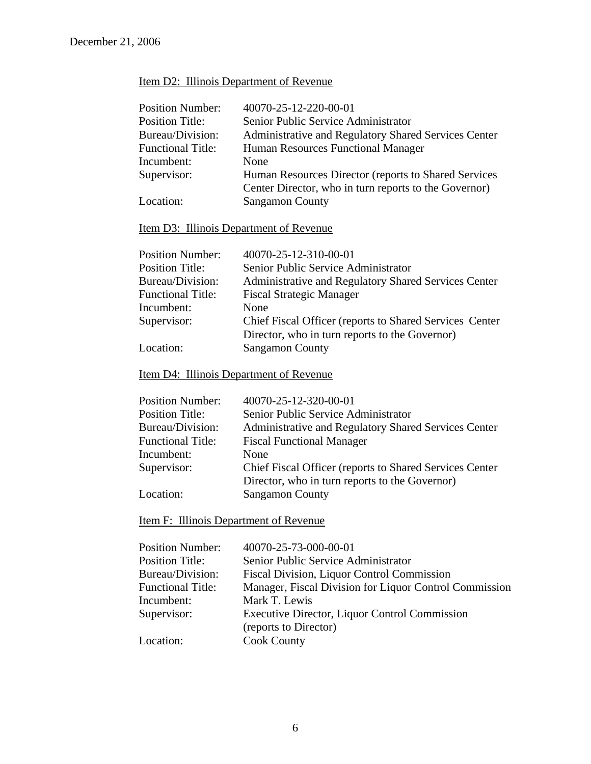December 21, 2006

Item D2: Illinois Department of Revenue

| | |
|---|---|
| Position Number: | 40070-25-12-220-00-01 |
| Position Title: | Senior Public Service Administrator |
| Bureau/Division: | Administrative and Regulatory Shared Services Center |
| Functional Title: | Human Resources Functional Manager |
| Incumbent: | None |
| Supervisor: | Human Resources Director (reports to Shared Services Center Director, who in turn reports to the Governor) |
| Location: | Sangamon County |

Item D3: Illinois Department of Revenue

| | |
|---|---|
| Position Number: | 40070-25-12-310-00-01 |
| Position Title: | Senior Public Service Administrator |
| Bureau/Division: | Administrative and Regulatory Shared Services Center |
| Functional Title: | Fiscal Strategic Manager |
| Incumbent: | None |
| Supervisor: | Chief Fiscal Officer (reports to Shared Services Center Director, who in turn reports to the Governor) |
| Location: | Sangamon County |

Item D4: Illinois Department of Revenue

| | |
|---|---|
| Position Number: | 40070-25-12-320-00-01 |
| Position Title: | Senior Public Service Administrator |
| Bureau/Division: | Administrative and Regulatory Shared Services Center |
| Functional Title: | Fiscal Functional Manager |
| Incumbent: | None |
| Supervisor: | Chief Fiscal Officer (reports to Shared Services Center Director, who in turn reports to the Governor) |
| Location: | Sangamon County |

Item F: Illinois Department of Revenue

| | |
|---|---|
| Position Number: | 40070-25-73-000-00-01 |
| Position Title: | Senior Public Service Administrator |
| Bureau/Division: | Fiscal Division, Liquor Control Commission |
| Functional Title: | Manager, Fiscal Division for Liquor Control Commission |
| Incumbent: | Mark T. Lewis |
| Supervisor: | Executive Director, Liquor Control Commission (reports to Director) |
| Location: | Cook County |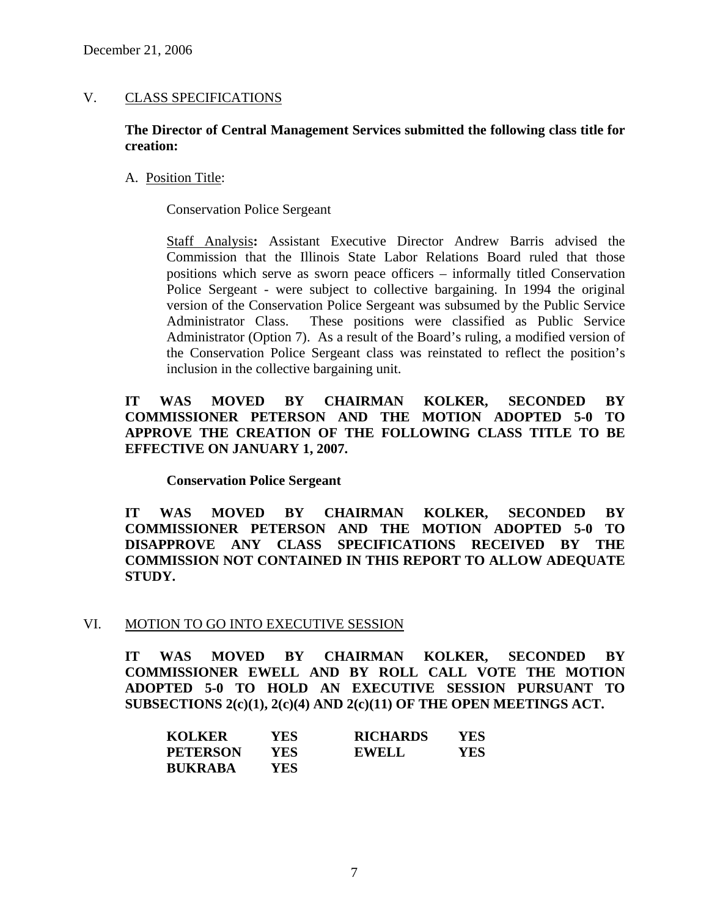December 21, 2006

## V. CLASS SPECIFICATIONS

**The Director of Central Management Services submitted the following class title for creation:**

A. Position Title:

Conservation Police Sergeant

Staff Analysis**:** Assistant Executive Director Andrew Barris advised the Commission that the Illinois State Labor Relations Board ruled that those positions which serve as sworn peace officers – informally titled Conservation Police Sergeant - were subject to collective bargaining. In 1994 the original version of the Conservation Police Sergeant was subsumed by the Public Service Administrator Class. These positions were classified as Public Service Administrator (Option 7). As a result of the Board's ruling, a modified version of the Conservation Police Sergeant class was reinstated to reflect the position's inclusion in the collective bargaining unit.

**IT WAS MOVED BY CHAIRMAN KOLKER, SECONDED BY COMMISSIONER PETERSON AND THE MOTION ADOPTED 5-0 TO APPROVE THE CREATION OF THE FOLLOWING CLASS TITLE TO BE EFFECTIVE ON JANUARY 1, 2007.**

**Conservation Police Sergeant**

**IT WAS MOVED BY CHAIRMAN KOLKER, SECONDED BY COMMISSIONER PETERSON AND THE MOTION ADOPTED 5-0 TO DISAPPROVE ANY CLASS SPECIFICATIONS RECEIVED BY THE COMMISSION NOT CONTAINED IN THIS REPORT TO ALLOW ADEQUATE STUDY.**

## VI. MOTION TO GO INTO EXECUTIVE SESSION

**IT WAS MOVED BY CHAIRMAN KOLKER, SECONDED BY COMMISSIONER EWELL AND BY ROLL CALL VOTE THE MOTION ADOPTED 5-0 TO HOLD AN EXECUTIVE SESSION PURSUANT TO SUBSECTIONS 2(c)(1), 2(c)(4) AND 2(c)(11) OF THE OPEN MEETINGS ACT.**

| | | | |
|---|---|---|---|
| **KOLKER** | **YES** | **RICHARDS** | **YES** |
| **PETERSON** | **YES** | **EWELL** | **YES** |
| **BUKRABA** | **YES** | | |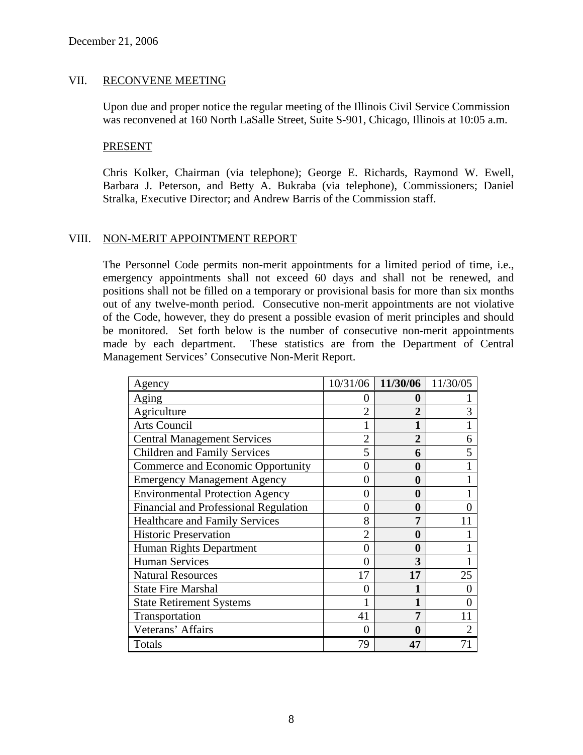December 21, 2006

## VII. RECONVENE MEETING

Upon due and proper notice the regular meeting of the Illinois Civil Service Commission was reconvened at 160 North LaSalle Street, Suite S-901, Chicago, Illinois at 10:05 a.m.

### PRESENT

Chris Kolker, Chairman (via telephone); George E. Richards, Raymond W. Ewell, Barbara J. Peterson, and Betty A. Bukraba (via telephone), Commissioners; Daniel Stralka, Executive Director; and Andrew Barris of the Commission staff.

## VIII. NON-MERIT APPOINTMENT REPORT

The Personnel Code permits non-merit appointments for a limited period of time, i.e., emergency appointments shall not exceed 60 days and shall not be renewed, and positions shall not be filled on a temporary or provisional basis for more than six months out of any twelve-month period. Consecutive non-merit appointments are not violative of the Code, however, they do present a possible evasion of merit principles and should be monitored. Set forth below is the number of consecutive non-merit appointments made by each department. These statistics are from the Department of Central Management Services' Consecutive Non-Merit Report.

| Agency | 10/31/06 | **11/30/06** | 11/30/05 |
|---|---|---|---|
| Aging | 0 | **0** | 1 |
| Agriculture | 2 | **2** | 3 |
| Arts Council | 1 | **1** | 1 |
| Central Management Services | 2 | **2** | 6 |
| Children and Family Services | 5 | **6** | 5 |
| Commerce and Economic Opportunity | 0 | **0** | 1 |
| Emergency Management Agency | 0 | **0** | 1 |
| Environmental Protection Agency | 0 | **0** | 1 |
| Financial and Professional Regulation | 0 | **0** | 0 |
| Healthcare and Family Services | 8 | **7** | 11 |
| Historic Preservation | 2 | **0** | 1 |
| Human Rights Department | 0 | **0** | 1 |
| Human Services | 0 | **3** | 1 |
| Natural Resources | 17 | **17** | 25 |
| State Fire Marshal | 0 | **1** | 0 |
| State Retirement Systems | 1 | **1** | 0 |
| Transportation | 41 | **7** | 11 |
| Veterans' Affairs | 0 | **0** | 2 |
| Totals | 79 | **47** | 71 |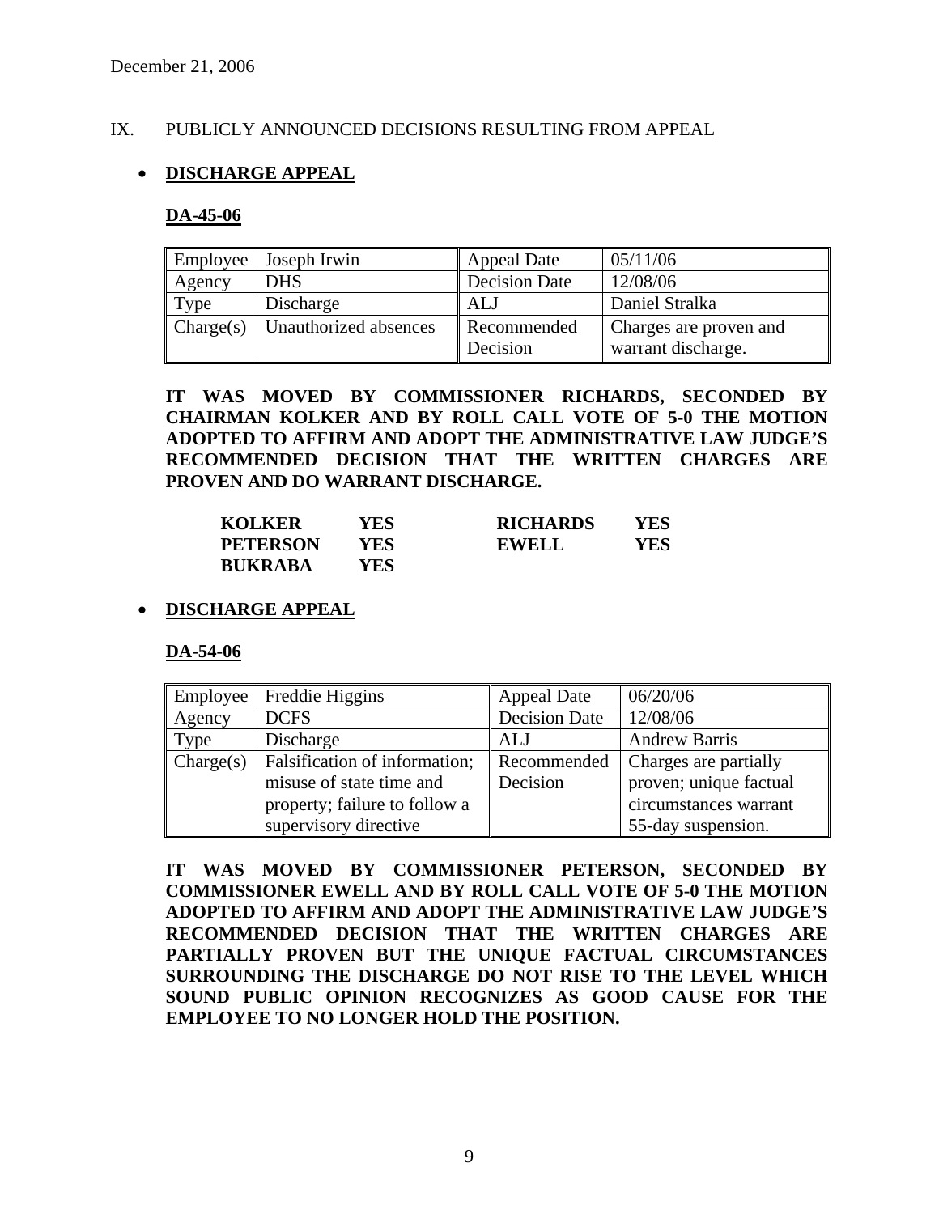December 21, 2006

## IX. PUBLICLY ANNOUNCED DECISIONS RESULTING FROM APPEAL

- **DISCHARGE APPEAL**

**DA-45-06**

| | | | |
|---|---|---|---|
| Employee | Joseph Irwin | Appeal Date | 05/11/06 |
| Agency | DHS | Decision Date | 12/08/06 |
| Type | Discharge | ALJ | Daniel Stralka |
| Charge(s) | Unauthorized absences | Recommended Decision | Charges are proven and warrant discharge. |

**IT WAS MOVED BY COMMISSIONER RICHARDS, SECONDED BY CHAIRMAN KOLKER AND BY ROLL CALL VOTE OF 5-0 THE MOTION ADOPTED TO AFFIRM AND ADOPT THE ADMINISTRATIVE LAW JUDGE'S RECOMMENDED DECISION THAT THE WRITTEN CHARGES ARE PROVEN AND DO WARRANT DISCHARGE.**

| | | | |
|---|---|---|---|
| **KOLKER** | **YES** | **RICHARDS** | **YES** |
| **PETERSON** | **YES** | **EWELL** | **YES** |
| **BUKRABA** | **YES** | | |

- **DISCHARGE APPEAL**

**DA-54-06**

| | | | |
|---|---|---|---|
| Employee | Freddie Higgins | Appeal Date | 06/20/06 |
| Agency | DCFS | Decision Date | 12/08/06 |
| Type | Discharge | ALJ | Andrew Barris |
| Charge(s) | Falsification of information; misuse of state time and property; failure to follow a supervisory directive | Recommended Decision | Charges are partially proven; unique factual circumstances warrant 55-day suspension. |

**IT WAS MOVED BY COMMISSIONER PETERSON, SECONDED BY COMMISSIONER EWELL AND BY ROLL CALL VOTE OF 5-0 THE MOTION ADOPTED TO AFFIRM AND ADOPT THE ADMINISTRATIVE LAW JUDGE'S RECOMMENDED DECISION THAT THE WRITTEN CHARGES ARE PARTIALLY PROVEN BUT THE UNIQUE FACTUAL CIRCUMSTANCES SURROUNDING THE DISCHARGE DO NOT RISE TO THE LEVEL WHICH SOUND PUBLIC OPINION RECOGNIZES AS GOOD CAUSE FOR THE EMPLOYEE TO NO LONGER HOLD THE POSITION.**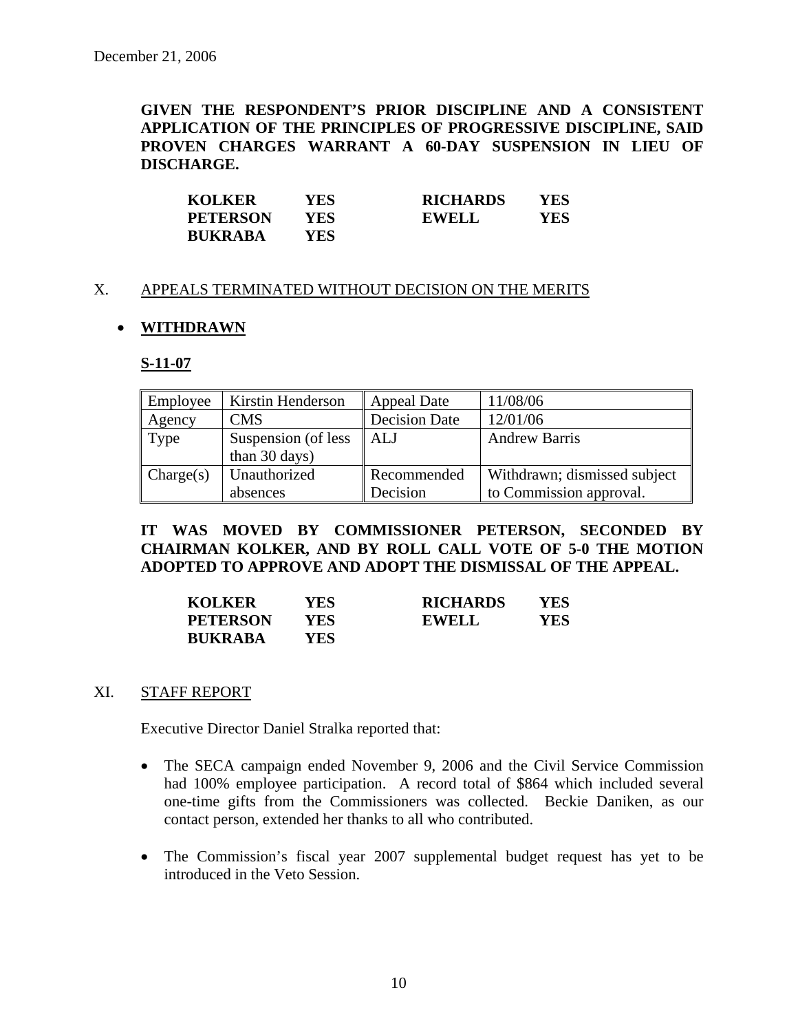December 21, 2006

**GIVEN THE RESPONDENT'S PRIOR DISCIPLINE AND A CONSISTENT APPLICATION OF THE PRINCIPLES OF PROGRESSIVE DISCIPLINE, SAID PROVEN CHARGES WARRANT A 60-DAY SUSPENSION IN LIEU OF DISCHARGE.**

| | | | |
|---|---|---|---|
| **KOLKER** | **YES** | **RICHARDS** | **YES** |
| **PETERSON** | **YES** | **EWELL** | **YES** |
| **BUKRABA** | **YES** | | |

## X. APPEALS TERMINATED WITHOUT DECISION ON THE MERITS

- **WITHDRAWN**

**S-11-07**

| | | | |
|---|---|---|---|
| Employee | Kirstin Henderson | Appeal Date | 11/08/06 |
| Agency | CMS | Decision Date | 12/01/06 |
| Type | Suspension (of less than 30 days) | ALJ | Andrew Barris |
| Charge(s) | Unauthorized absences | Recommended Decision | Withdrawn; dismissed subject to Commission approval. |

**IT WAS MOVED BY COMMISSIONER PETERSON, SECONDED BY CHAIRMAN KOLKER, AND BY ROLL CALL VOTE OF 5-0 THE MOTION ADOPTED TO APPROVE AND ADOPT THE DISMISSAL OF THE APPEAL.**

| | | | |
|---|---|---|---|
| **KOLKER** | **YES** | **RICHARDS** | **YES** |
| **PETERSON** | **YES** | **EWELL** | **YES** |
| **BUKRABA** | **YES** | | |

## XI. STAFF REPORT

Executive Director Daniel Stralka reported that:

- The SECA campaign ended November 9, 2006 and the Civil Service Commission had 100% employee participation. A record total of $864 which included several one-time gifts from the Commissioners was collected. Beckie Daniken, as our contact person, extended her thanks to all who contributed.

- The Commission's fiscal year 2007 supplemental budget request has yet to be introduced in the Veto Session.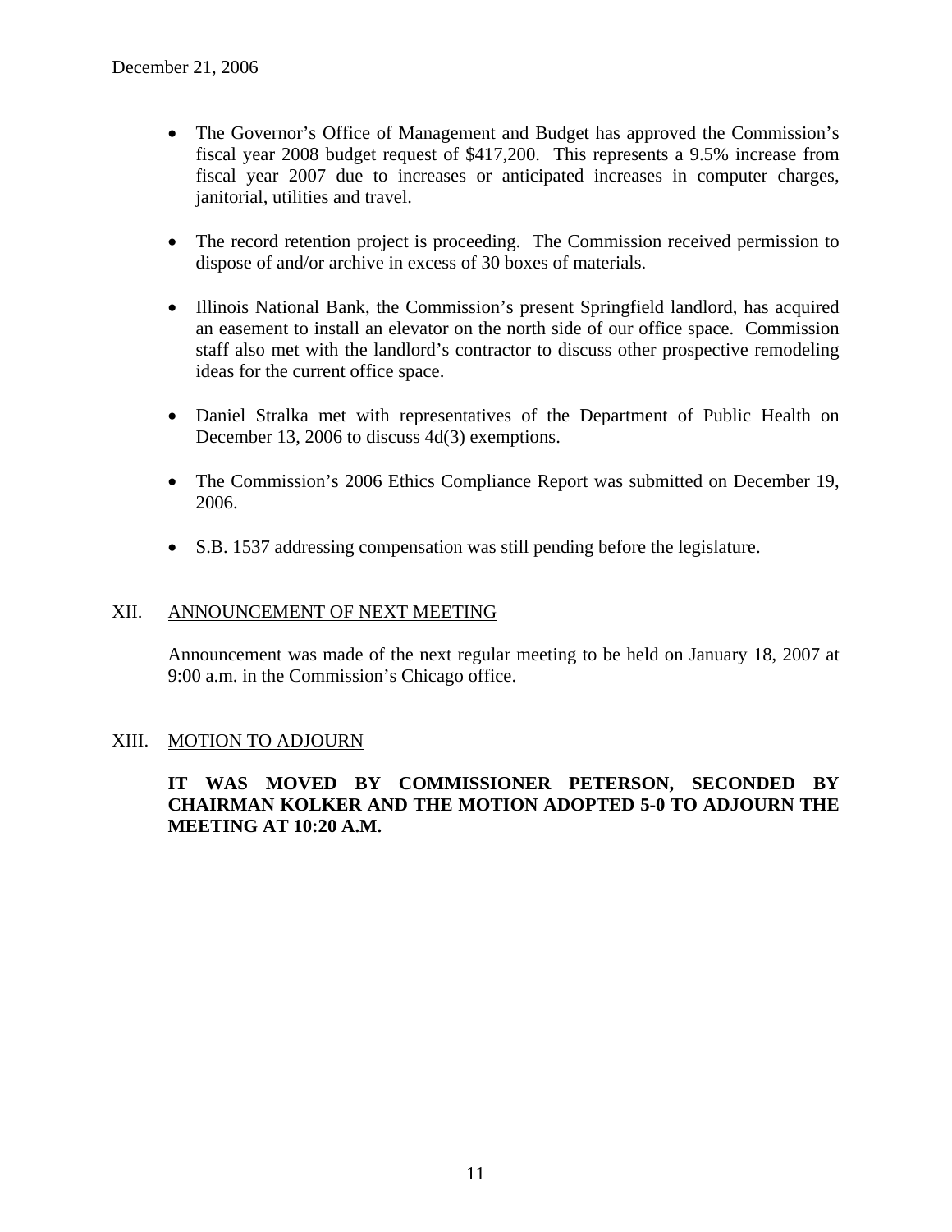- The Governor's Office of Management and Budget has approved the Commission's fiscal year 2008 budget request of $417,200. This represents a 9.5% increase from fiscal year 2007 due to increases or anticipated increases in computer charges, janitorial, utilities and travel.

- The record retention project is proceeding. The Commission received permission to dispose of and/or archive in excess of 30 boxes of materials.

- Illinois National Bank, the Commission's present Springfield landlord, has acquired an easement to install an elevator on the north side of our office space. Commission staff also met with the landlord's contractor to discuss other prospective remodeling ideas for the current office space.

- Daniel Stralka met with representatives of the Department of Public Health on December 13, 2006 to discuss 4d(3) exemptions.

- The Commission's 2006 Ethics Compliance Report was submitted on December 19, 2006.

- S.B. 1537 addressing compensation was still pending before the legislature.

## XII. ANNOUNCEMENT OF NEXT MEETING

Announcement was made of the next regular meeting to be held on January 18, 2007 at 9:00 a.m. in the Commission's Chicago office.

## XIII. MOTION TO ADJOURN

**IT WAS MOVED BY COMMISSIONER PETERSON, SECONDED BY CHAIRMAN KOLKER AND THE MOTION ADOPTED 5-0 TO ADJOURN THE MEETING AT 10:20 A.M.**